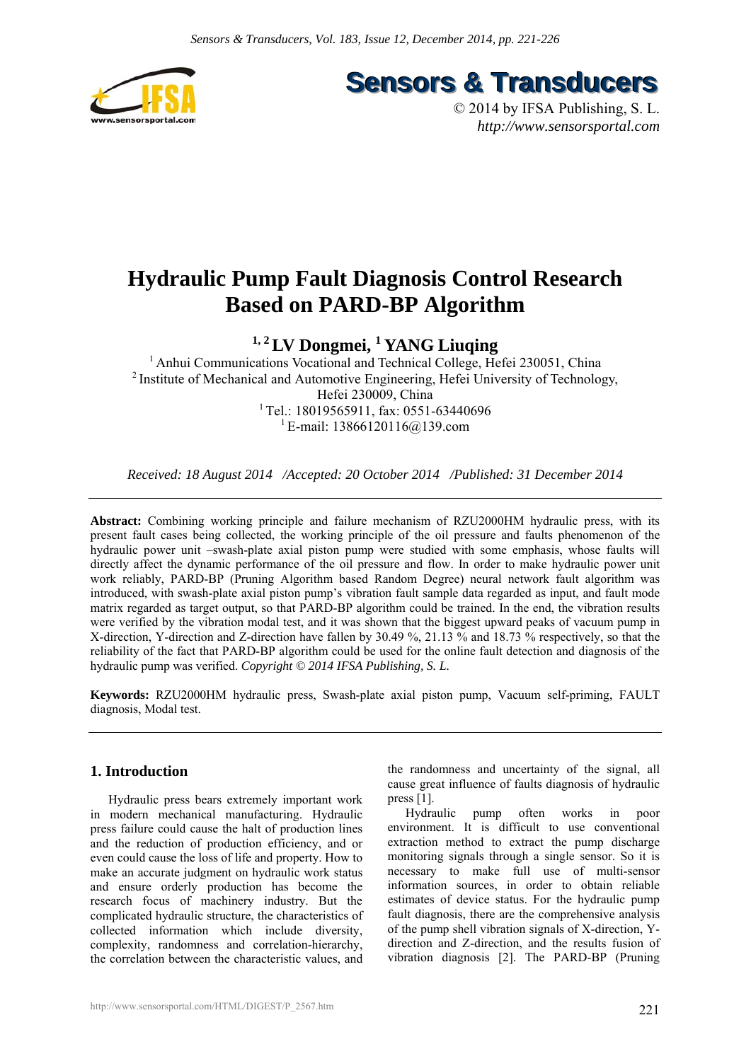# Sensors & Transducers

© 2014 by IFSA Publishing, S. L.
*http://www.sensorsportal.com*

# Hydraulic Pump Fault Diagnosis Control Research Based on PARD-BP Algorithm

**[1, 2] LV Dongmei, [1] YANG Liuqing**

[1] Anhui Communications Vocational and Technical College, Hefei 230051, China
[2] Institute of Mechanical and Automotive Engineering, Hefei University of Technology, Hefei 230009, China
[1] Tel.: 18019565911, fax: 0551-63440696
[1] E-mail: 13866120116@139.com

*Received: 18 August 2014 /Accepted: 20 October 2014 /Published: 31 December 2014*

---

**Abstract:** Combining working principle and failure mechanism of RZU2000HM hydraulic press, with its present fault cases being collected, the working principle of the oil pressure and faults phenomenon of the hydraulic power unit –swash-plate axial piston pump were studied with some emphasis, whose faults will directly affect the dynamic performance of the oil pressure and flow. In order to make hydraulic power unit work reliably, PARD-BP (Pruning Algorithm based Random Degree) neural network fault algorithm was introduced, with swash-plate axial piston pump's vibration fault sample data regarded as input, and fault mode matrix regarded as target output, so that PARD-BP algorithm could be trained. In the end, the vibration results were verified by the vibration modal test, and it was shown that the biggest upward peaks of vacuum pump in X-direction, Y-direction and Z-direction have fallen by 30.49 %, 21.13 % and 18.73 % respectively, so that the reliability of the fact that PARD-BP algorithm could be used for the online fault detection and diagnosis of the hydraulic pump was verified. *Copyright © 2014 IFSA Publishing, S. L.*

**Keywords:** RZU2000HM hydraulic press, Swash-plate axial piston pump, Vacuum self-priming, FAULT diagnosis, Modal test.

---

## 1. Introduction

Hydraulic press bears extremely important work in modern mechanical manufacturing. Hydraulic press failure could cause the halt of production lines and the reduction of production efficiency, and or even could cause the loss of life and property. How to make an accurate judgment on hydraulic work status and ensure orderly production has become the research focus of machinery industry. But the complicated hydraulic structure, the characteristics of collected information which include diversity, complexity, randomness and correlation-hierarchy, the correlation between the characteristic values, and the randomness and uncertainty of the signal, all cause great influence of faults diagnosis of hydraulic press [1].

Hydraulic pump often works in poor environment. It is difficult to use conventional extraction method to extract the pump discharge monitoring signals through a single sensor. So it is necessary to make full use of multi-sensor information sources, in order to obtain reliable estimates of device status. For the hydraulic pump fault diagnosis, there are the comprehensive analysis of the pump shell vibration signals of X-direction, Y-direction and Z-direction, and the results fusion of vibration diagnosis [2]. The PARD-BP (Pruning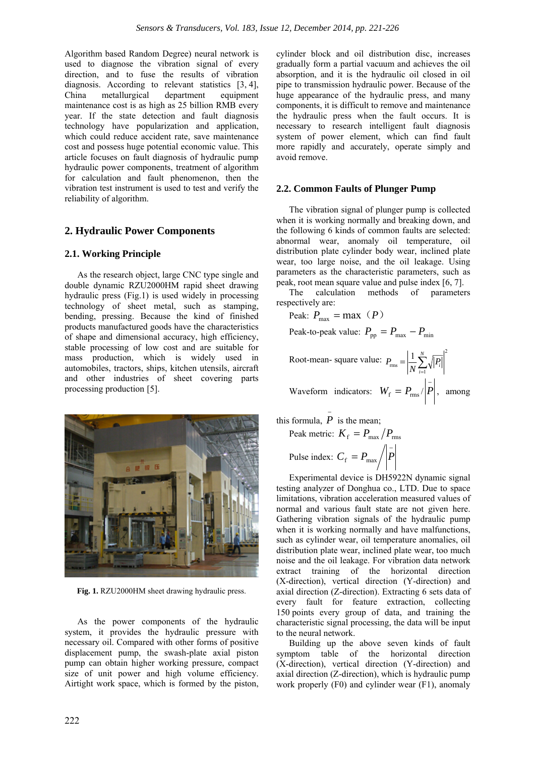Algorithm based Random Degree) neural network is used to diagnose the vibration signal of every direction, and to fuse the results of vibration diagnosis. According to relevant statistics [3, 4], China metallurgical department equipment maintenance cost is as high as 25 billion RMB every year. If the state detection and fault diagnosis technology have popularization and application, which could reduce accident rate, save maintenance cost and possess huge potential economic value. This article focuses on fault diagnosis of hydraulic pump hydraulic power components, treatment of algorithm for calculation and fault phenomenon, then the vibration test instrument is used to test and verify the reliability of algorithm.

## 2. Hydraulic Power Components

### 2.1. Working Principle

As the research object, large CNC type single and double dynamic RZU2000HM rapid sheet drawing hydraulic press (Fig.1) is used widely in processing technology of sheet metal, such as stamping, bending, pressing. Because the kind of finished products manufactured goods have the characteristics of shape and dimensional accuracy, high efficiency, stable processing of low cost and are suitable for mass production, which is widely used in automobiles, tractors, ships, kitchen utensils, aircraft and other industries of sheet covering parts processing production [5].

**Fig. 1.** RZU2000HM sheet drawing hydraulic press.

As the power components of the hydraulic system, it provides the hydraulic pressure with necessary oil. Compared with other forms of positive displacement pump, the swash-plate axial piston pump can obtain higher working pressure, compact size of unit power and high volume efficiency. Airtight work space, which is formed by the piston, cylinder block and oil distribution disc, increases gradually form a partial vacuum and achieves the oil absorption, and it is the hydraulic oil closed in oil pipe to transmission hydraulic power. Because of the huge appearance of the hydraulic press, and many components, it is difficult to remove and maintenance the hydraulic press when the fault occurs. It is necessary to research intelligent fault diagnosis system of power element, which can find fault more rapidly and accurately, operate simply and avoid remove.

### 2.2. Common Faults of Plunger Pump

The vibration signal of plunger pump is collected when it is working normally and breaking down, and the following 6 kinds of common faults are selected: abnormal wear, anomaly oil temperature, oil distribution plate cylinder body wear, inclined plate wear, too large noise, and the oil leakage. Using parameters as the characteristic parameters, such as peak, root mean square value and pulse index [6, 7].

The calculation methods of parameters respectively are:

Peak: $P_{\max} = \max（P）$

Peak-to-peak value: $P_{\mathrm{pp}} = P_{\max} - P_{\min}$

Root-mean- square value: $P_{\mathrm{rms}} = \left| \frac{1}{N}\sum_{i=1}^{N}\sqrt{|P_i|} \right|^2$

Waveform indicators: $W_{\mathrm{f}} = P_{\mathrm{rms}} / \left|\bar{P}\right|$, among this formula, $\bar{P}$ is the mean;

Peak metric: $K_{\mathrm{f}} = P_{\max} / P_{\mathrm{rms}}$

Pulse index: $C_{\mathrm{f}} = P_{\max} \Big/ \left|\bar{P}\right|$

Experimental device is DH5922N dynamic signal testing analyzer of Donghua co., LTD. Due to space limitations, vibration acceleration measured values of normal and various fault state are not given here. Gathering vibration signals of the hydraulic pump when it is working normally and have malfunctions, such as cylinder wear, oil temperature anomalies, oil distribution plate wear, inclined plate wear, too much noise and the oil leakage. For vibration data network extract training of the horizontal direction (X-direction), vertical direction (Y-direction) and axial direction (Z-direction). Extracting 6 sets data of every fault for feature extraction, collecting 150 points every group of data, and training the characteristic signal processing, the data will be input to the neural network.

Building up the above seven kinds of fault symptom table of the horizontal direction (X-direction), vertical direction (Y-direction) and axial direction (Z-direction), which is hydraulic pump work properly (F0) and cylinder wear (F1), anomaly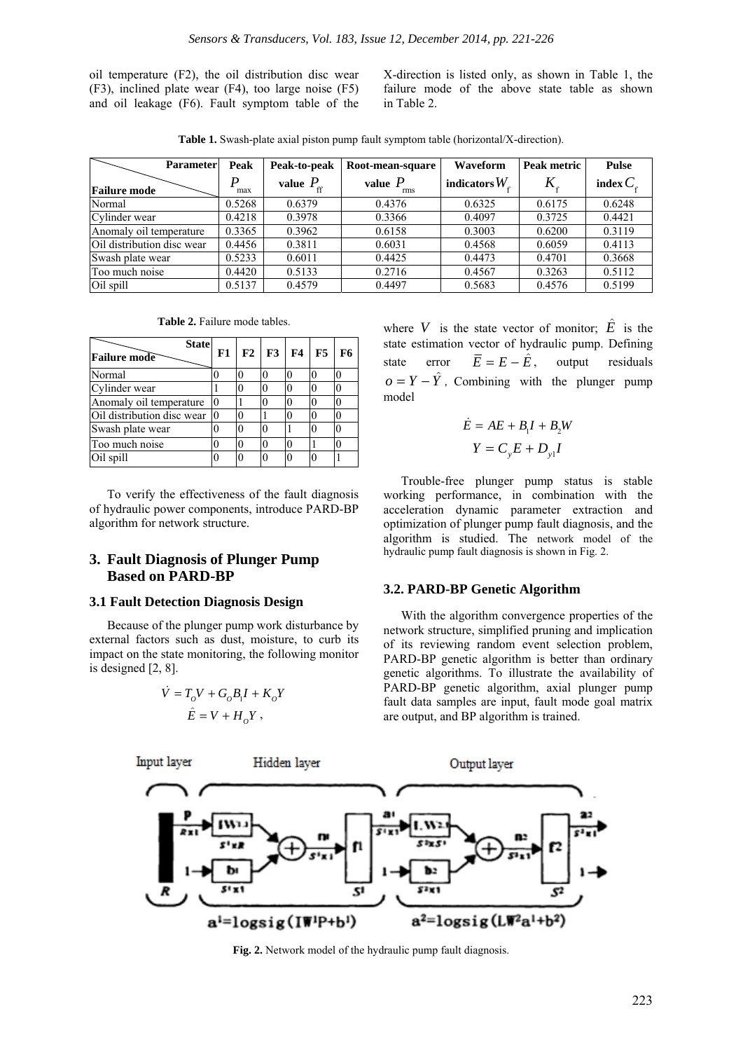oil temperature (F2), the oil distribution disc wear (F3), inclined plate wear (F4), too large noise (F5) and oil leakage (F6). Fault symptom table of the X-direction is listed only, as shown in Table 1, the failure mode of the above state table as shown in Table 2.

**Table 1.** Swash-plate axial piston pump fault symptom table (horizontal/X-direction).

| Failure mode \ Parameter | Peak $P_{max}$ | Peak-to-peak value $P_{ff}$ | Root-mean-square value $P_{rms}$ | Waveform indicators $W_f$ | Peak metric $K_f$ | Pulse index $C_f$ |
|---|---|---|---|---|---|---|
| Normal | 0.5268 | 0.6379 | 0.4376 | 0.6325 | 0.6175 | 0.6248 |
| Cylinder wear | 0.4218 | 0.3978 | 0.3366 | 0.4097 | 0.3725 | 0.4421 |
| Anomaly oil temperature | 0.3365 | 0.3962 | 0.6158 | 0.3003 | 0.6200 | 0.3119 |
| Oil distribution disc wear | 0.4456 | 0.3811 | 0.6031 | 0.4568 | 0.6059 | 0.4113 |
| Swash plate wear | 0.5233 | 0.6011 | 0.4425 | 0.4473 | 0.4701 | 0.3668 |
| Too much noise | 0.4420 | 0.5133 | 0.2716 | 0.4567 | 0.3263 | 0.5112 |
| Oil spill | 0.5137 | 0.4579 | 0.4497 | 0.5683 | 0.4576 | 0.5199 |

**Table 2.** Failure mode tables.

| Failure mode \ State | F1 | F2 | F3 | F4 | F5 | F6 |
|---|---|---|---|---|---|---|
| Normal | 0 | 0 | 0 | 0 | 0 | 0 |
| Cylinder wear | 1 | 0 | 0 | 0 | 0 | 0 |
| Anomaly oil temperature | 0 | 1 | 0 | 0 | 0 | 0 |
| Oil distribution disc wear | 0 | 0 | 1 | 0 | 0 | 0 |
| Swash plate wear | 0 | 0 | 0 | 1 | 0 | 0 |
| Too much noise | 0 | 0 | 0 | 0 | 1 | 0 |
| Oil spill | 0 | 0 | 0 | 0 | 0 | 1 |

To verify the effectiveness of the fault diagnosis of hydraulic power components, introduce PARD-BP algorithm for network structure.

## 3. Fault Diagnosis of Plunger Pump Based on PARD-BP

### 3.1 Fault Detection Diagnosis Design

Because of the plunger pump work disturbance by external factors such as dust, moisture, to curb its impact on the state monitoring, the following monitor is designed [2, 8].

$$\dot{V} = T_O V + G_O B_1 I + K_O Y$$
$$\hat{E} = V + H_O Y \,,$$

where $V$ is the state vector of monitor; $\hat{E}$ is the state estimation vector of hydraulic pump. Defining state error $\overline{E} = E - \hat{E}$, output residuals $o = Y - \hat{Y}$, Combining with the plunger pump model

$$\dot{E} = AE + B_1 I + B_2 W$$
$$Y = C_y E + D_{y1} I$$

Trouble-free plunger pump status is stable working performance, in combination with the acceleration dynamic parameter extraction and optimization of plunger pump fault diagnosis, and the algorithm is studied. The network model of the hydraulic pump fault diagnosis is shown in Fig. 2.

### 3.2. PARD-BP Genetic Algorithm

With the algorithm convergence properties of the network structure, simplified pruning and implication of its reviewing random event selection problem, PARD-BP genetic algorithm is better than ordinary genetic algorithms. To illustrate the availability of PARD-BP genetic algorithm, axial plunger pump fault data samples are input, fault mode goal matrix are output, and BP algorithm is trained.

**Fig. 2.** Network model of the hydraulic pump fault diagnosis.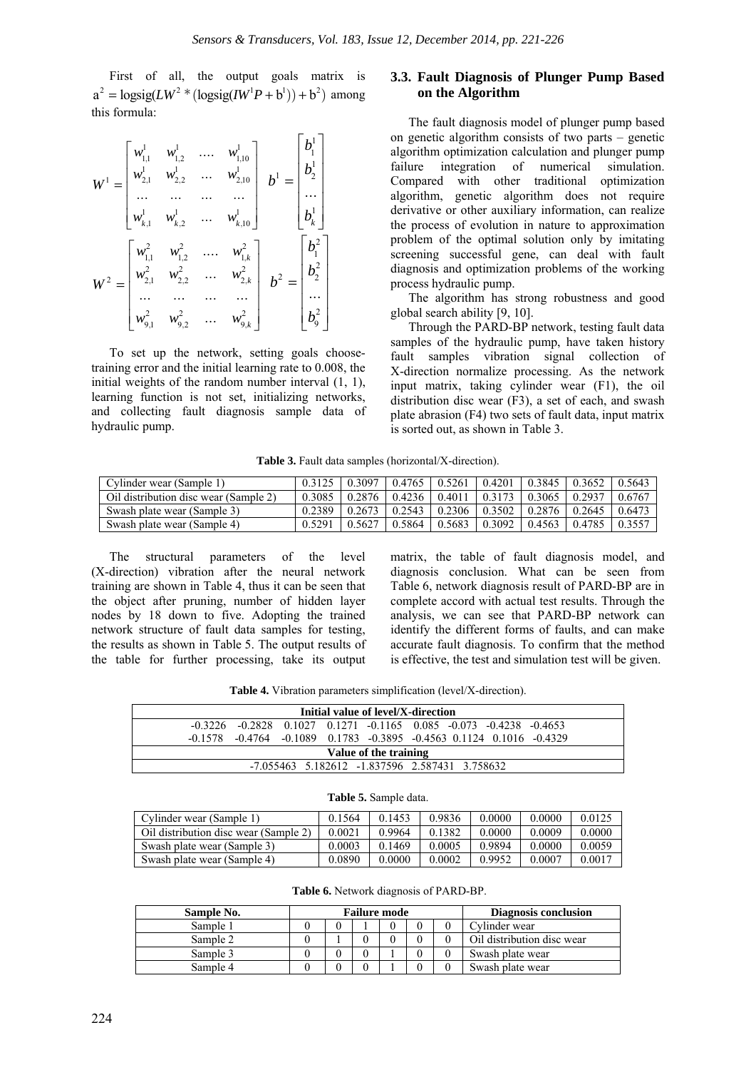First of all, the output goals matrix is $a^2 = \text{logsig}(LW^2 * (\text{logsig}(IW^1P + b^1)) + b^2)$ among this formula:

$$W^1 = \begin{bmatrix} w_{1,1}^1 & w_{1,2}^1 & .... & w_{1,10}^1 \\ w_{2,1}^1 & w_{2,2}^1 & ... & w_{2,10}^1 \\ ... & ... & ... & ... \\ w_{k,1}^1 & w_{k,2}^1 & ... & w_{k,10}^1 \end{bmatrix} \quad b^1 = \begin{bmatrix} b_1^1 \\ b_2^1 \\ ... \\ b_k^1 \end{bmatrix}$$

$$W^2 = \begin{bmatrix} w_{1,1}^2 & w_{1,2}^2 & .... & w_{1,k}^2 \\ w_{2,1}^2 & w_{2,2}^2 & ... & w_{2,k}^2 \\ ... & ... & ... & ... \\ w_{9,1}^2 & w_{9,2}^2 & ... & w_{9,k}^2 \end{bmatrix} \quad b^2 = \begin{bmatrix} b_1^2 \\ b_2^2 \\ ... \\ b_9^2 \end{bmatrix}$$

To set up the network, setting goals choose-training error and the initial learning rate to 0.008, the initial weights of the random number interval (1, 1), learning function is not set, initializing networks, and collecting fault diagnosis sample data of hydraulic pump.

### 3.3. Fault Diagnosis of Plunger Pump Based on the Algorithm

The fault diagnosis model of plunger pump based on genetic algorithm consists of two parts – genetic algorithm optimization calculation and plunger pump failure integration of numerical simulation. Compared with other traditional optimization algorithm, genetic algorithm does not require derivative or other auxiliary information, can realize the process of evolution in nature to approximation problem of the optimal solution only by imitating screening successful gene, can deal with fault diagnosis and optimization problems of the working process hydraulic pump.

The algorithm has strong robustness and good global search ability [9, 10].

Through the PARD-BP network, testing fault data samples of the hydraulic pump, have taken history fault samples vibration signal collection of X-direction normalize processing. As the network input matrix, taking cylinder wear (F1), the oil distribution disc wear (F3), a set of each, and swash plate abrasion (F4) two sets of fault data, input matrix is sorted out, as shown in Table 3.

**Table 3.** Fault data samples (horizontal/X-direction).

| | | | | | | | | |
|---|---|---|---|---|---|---|---|---|
| Cylinder wear (Sample 1) | 0.3125 | 0.3097 | 0.4765 | 0.5261 | 0.4201 | 0.3845 | 0.3652 | 0.5643 |
| Oil distribution disc wear (Sample 2) | 0.3085 | 0.2876 | 0.4236 | 0.4011 | 0.3173 | 0.3065 | 0.2937 | 0.6767 |
| Swash plate wear (Sample 3) | 0.2389 | 0.2673 | 0.2543 | 0.2306 | 0.3502 | 0.2876 | 0.2645 | 0.6473 |
| Swash plate wear (Sample 4) | 0.5291 | 0.5627 | 0.5864 | 0.5683 | 0.3092 | 0.4563 | 0.4785 | 0.3557 |

The structural parameters of the level (X-direction) vibration after the neural network training are shown in Table 4, thus it can be seen that the object after pruning, number of hidden layer nodes by 18 down to five. Adopting the trained network structure of fault data samples for testing, the results as shown in Table 5. The output results of the table for further processing, take its output matrix, the table of fault diagnosis model, and diagnosis conclusion. What can be seen from Table 6, network diagnosis result of PARD-BP are in complete accord with actual test results. Through the analysis, we can see that PARD-BP network can identify the different forms of faults, and can make accurate fault diagnosis. To confirm that the method is effective, the test and simulation test will be given.

**Table 4.** Vibration parameters simplification (level/X-direction).

| **Initial value of level/X-direction** |
|---|
| -0.3226 -0.2828 0.1027 0.1271 -0.1165 0.085 -0.073 -0.4238 -0.4653 |
| -0.1578 -0.4764 -0.1089 0.1783 -0.3895 -0.4563 0.1124 0.1016 -0.4329 |
| **Value of the training** |
| -7.055463 5.182612 -1.837596 2.587431 3.758632 |

**Table 5.** Sample data.

| | | | | | | |
|---|---|---|---|---|---|---|
| Cylinder wear (Sample 1) | 0.1564 | 0.1453 | 0.9836 | 0.0000 | 0.0000 | 0.0125 |
| Oil distribution disc wear (Sample 2) | 0.0021 | 0.9964 | 0.1382 | 0.0000 | 0.0009 | 0.0000 |
| Swash plate wear (Sample 3) | 0.0003 | 0.1469 | 0.0005 | 0.9894 | 0.0000 | 0.0059 |
| Swash plate wear (Sample 4) | 0.0890 | 0.0000 | 0.0002 | 0.9952 | 0.0007 | 0.0017 |

**Table 6.** Network diagnosis of PARD-BP.

| **Sample No.** | **Failure mode** | | | | | | **Diagnosis conclusion** |
|---|---|---|---|---|---|---|---|
| Sample 1 | 0 | 0 | 1 | 0 | 0 | 0 | Cylinder wear |
| Sample 2 | 0 | 1 | 0 | 0 | 0 | 0 | Oil distribution disc wear |
| Sample 3 | 0 | 0 | 0 | 1 | 0 | 0 | Swash plate wear |
| Sample 4 | 0 | 0 | 0 | 1 | 0 | 0 | Swash plate wear |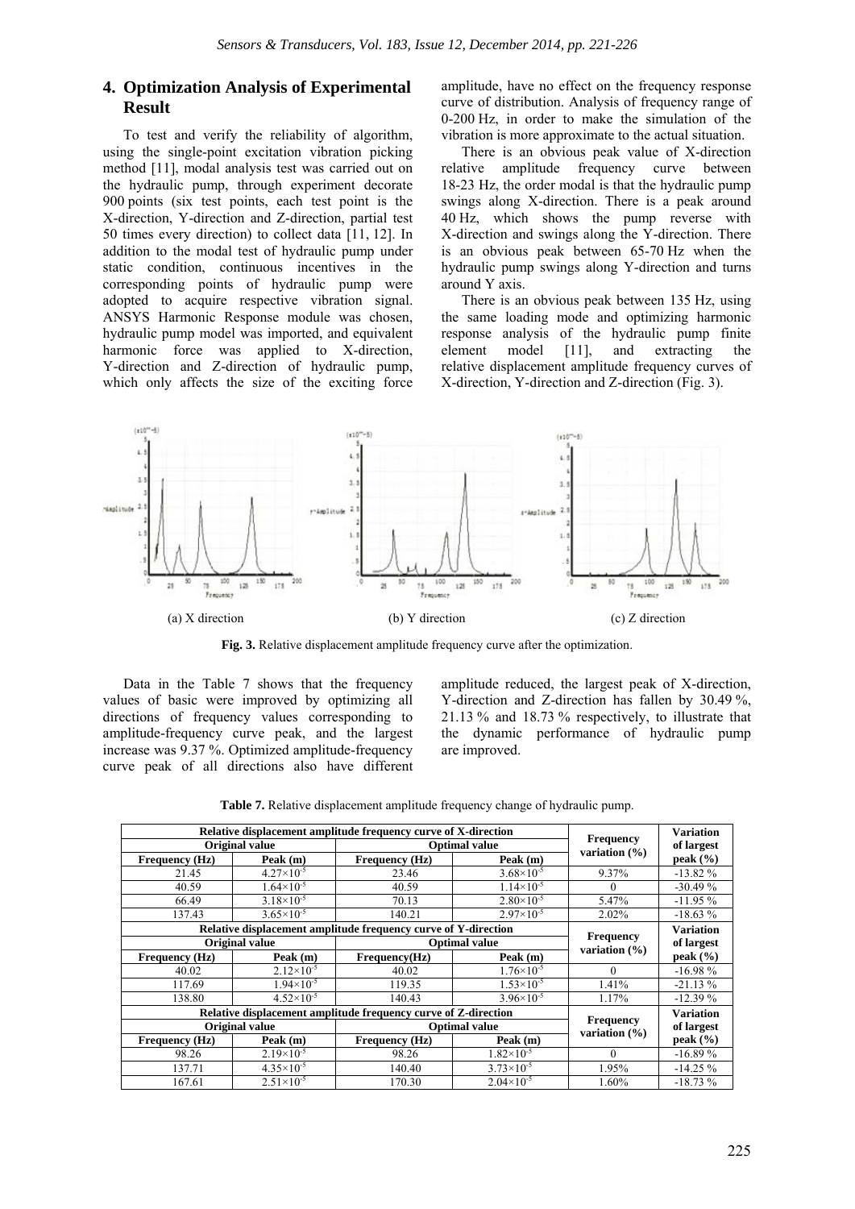## 4. Optimization Analysis of Experimental Result

To test and verify the reliability of algorithm, using the single-point excitation vibration picking method [11], modal analysis test was carried out on the hydraulic pump, through experiment decorate 900 points (six test points, each test point is the X-direction, Y-direction and Z-direction, partial test 50 times every direction) to collect data [11, 12]. In addition to the modal test of hydraulic pump under static condition, continuous incentives in the corresponding points of hydraulic pump were adopted to acquire respective vibration signal. ANSYS Harmonic Response module was chosen, hydraulic pump model was imported, and equivalent harmonic force was applied to X-direction, Y-direction and Z-direction of hydraulic pump, which only affects the size of the exciting force amplitude, have no effect on the frequency response curve of distribution. Analysis of frequency range of 0-200 Hz, in order to make the simulation of the vibration is more approximate to the actual situation.

There is an obvious peak value of X-direction relative amplitude frequency curve between 18-23 Hz, the order modal is that the hydraulic pump swings along X-direction. There is a peak around 40 Hz, which shows the pump reverse with X-direction and swings along the Y-direction. There is an obvious peak between 65-70 Hz when the hydraulic pump swings along Y-direction and turns around Y axis.

There is an obvious peak between 135 Hz, using the same loading mode and optimizing harmonic response analysis of the hydraulic pump finite element model [11], and extracting the relative displacement amplitude frequency curves of X-direction, Y-direction and Z-direction (Fig. 3).

(a) X direction (b) Y direction (c) Z direction

**Fig. 3.** Relative displacement amplitude frequency curve after the optimization.

Data in the Table 7 shows that the frequency values of basic were improved by optimizing all directions of frequency values corresponding to amplitude-frequency curve peak, and the largest increase was 9.37 %. Optimized amplitude-frequency curve peak of all directions also have different amplitude reduced, the largest peak of X-direction, Y-direction and Z-direction has fallen by 30.49 %, 21.13 % and 18.73 % respectively, to illustrate that the dynamic performance of hydraulic pump are improved.

**Table 7.** Relative displacement amplitude frequency change of hydraulic pump.

| Relative displacement amplitude frequency curve of X-direction | | | | Frequency variation (%) | Variation of largest peak (%) |
|---|---|---|---|---|---|
| Original value | | Optimal value | | | |
| Frequency (Hz) | Peak (m) | Frequency (Hz) | Peak (m) | | |
| 21.45 | $4.27\times10^{-5}$ | 23.46 | $3.68\times10^{-5}$ | 9.37% | -13.82 % |
| 40.59 | $1.64\times10^{-5}$ | 40.59 | $1.14\times10^{-5}$ | 0 | -30.49 % |
| 66.49 | $3.18\times10^{-5}$ | 70.13 | $2.80\times10^{-5}$ | 5.47% | -11.95 % |
| 137.43 | $3.65\times10^{-5}$ | 140.21 | $2.97\times10^{-5}$ | 2.02% | -18.63 % |
| **Relative displacement amplitude frequency curve of Y-direction** | | | | **Frequency variation (%)** | **Variation of largest peak (%)** |
| Original value | | Optimal value | | | |
| Frequency (Hz) | Peak (m) | Frequency(Hz) | Peak (m) | | |
| 40.02 | $2.12\times10^{-5}$ | 40.02 | $1.76\times10^{-5}$ | 0 | -16.98 % |
| 117.69 | $1.94\times10^{-5}$ | 119.35 | $1.53\times10^{-5}$ | 1.41% | -21.13 % |
| 138.80 | $4.52\times10^{-5}$ | 140.43 | $3.96\times10^{-5}$ | 1.17% | -12.39 % |
| **Relative displacement amplitude frequency curve of Z-direction** | | | | **Frequency variation (%)** | **Variation of largest peak (%)** |
| Original value | | Optimal value | | | |
| Frequency (Hz) | Peak (m) | Frequency (Hz) | Peak (m) | | |
| 98.26 | $2.19\times10^{-5}$ | 98.26 | $1.82\times10^{-5}$ | 0 | -16.89 % |
| 137.71 | $4.35\times10^{-5}$ | 140.40 | $3.73\times10^{-5}$ | 1.95% | -14.25 % |
| 167.61 | $2.51\times10^{-5}$ | 170.30 | $2.04\times10^{-5}$ | 1.60% | -18.73 % |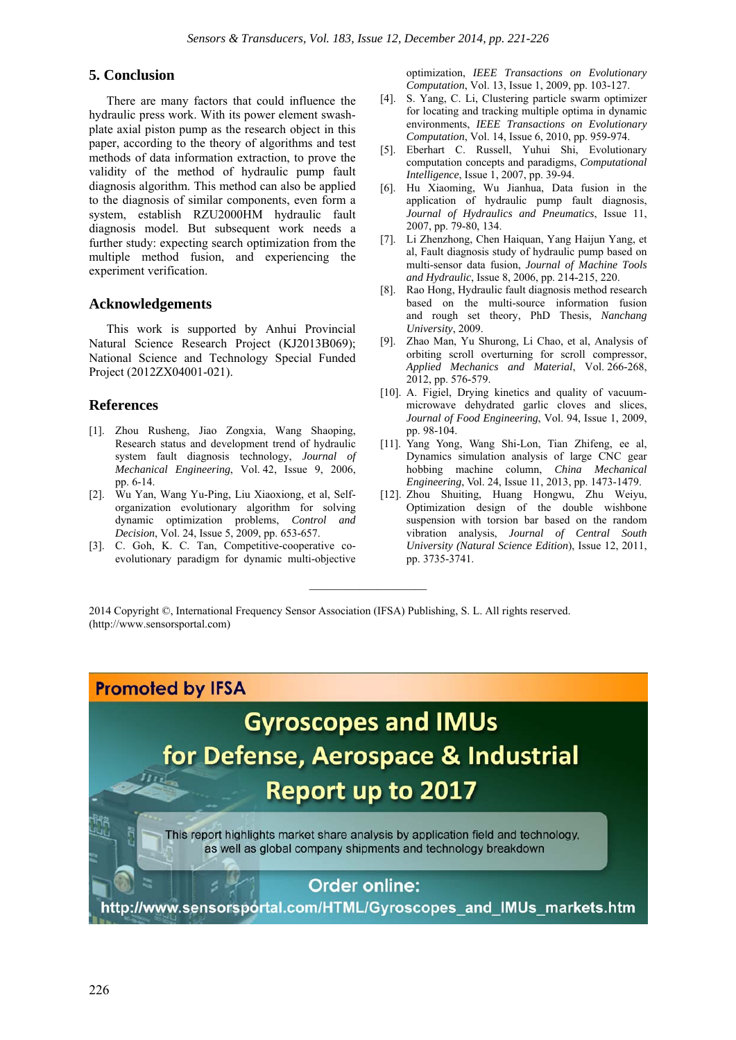## 5. Conclusion

There are many factors that could influence the hydraulic press work. With its power element swash-plate axial piston pump as the research object in this paper, according to the theory of algorithms and test methods of data information extraction, to prove the validity of the method of hydraulic pump fault diagnosis algorithm. This method can also be applied to the diagnosis of similar components, even form a system, establish RZU2000HM hydraulic fault diagnosis model. But subsequent work needs a further study: expecting search optimization from the multiple method fusion, and experiencing the experiment verification.

## Acknowledgements

This work is supported by Anhui Provincial Natural Science Research Project (KJ2013B069); National Science and Technology Special Funded Project (2012ZX04001-021).

## References

[1]. Zhou Rusheng, Jiao Zongxia, Wang Shaoping, Research status and development trend of hydraulic system fault diagnosis technology, *Journal of Mechanical Engineering*, Vol. 42, Issue 9, 2006, pp. 6-14.

[2]. Wu Yan, Wang Yu-Ping, Liu Xiaoxiong, et al, Self-organization evolutionary algorithm for solving dynamic optimization problems, *Control and Decision*, Vol. 24, Issue 5, 2009, pp. 653-657.

[3]. C. Goh, K. C. Tan, Competitive-cooperative co-evolutionary paradigm for dynamic multi-objective optimization, *IEEE Transactions on Evolutionary Computation*, Vol. 13, Issue 1, 2009, pp. 103-127.

[4]. S. Yang, C. Li, Clustering particle swarm optimizer for locating and tracking multiple optima in dynamic environments, *IEEE Transactions on Evolutionary Computation*, Vol. 14, Issue 6, 2010, pp. 959-974.

[5]. Eberhart C. Russell, Yuhui Shi, Evolutionary computation concepts and paradigms, *Computational Intelligence*, Issue 1, 2007, pp. 39-94.

[6]. Hu Xiaoming, Wu Jianhua, Data fusion in the application of hydraulic pump fault diagnosis, *Journal of Hydraulics and Pneumatics*, Issue 11, 2007, pp. 79-80, 134.

[7]. Li Zhenzhong, Chen Haiquan, Yang Haijun Yang, et al, Fault diagnosis study of hydraulic pump based on multi-sensor data fusion, *Journal of Machine Tools and Hydraulic*, Issue 8, 2006, pp. 214-215, 220.

[8]. Rao Hong, Hydraulic fault diagnosis method research based on the multi-source information fusion and rough set theory, PhD Thesis, *Nanchang University*, 2009.

[9]. Zhao Man, Yu Shurong, Li Chao, et al, Analysis of orbiting scroll overturning for scroll compressor, *Applied Mechanics and Material*, Vol. 266-268, 2012, pp. 576-579.

[10]. A. Figiel, Drying kinetics and quality of vacuum-microwave dehydrated garlic cloves and slices, *Journal of Food Engineering*, Vol. 94, Issue 1, 2009, pp. 98-104.

[11]. Yang Yong, Wang Shi-Lon, Tian Zhifeng, ee al, Dynamics simulation analysis of large CNC gear hobbing machine column, *China Mechanical Engineering*, Vol. 24, Issue 11, 2013, pp. 1473-1479.

[12]. Zhou Shuiting, Huang Hongwu, Zhu Weiyu, Optimization design of the double wishbone suspension with torsion bar based on the random vibration analysis, *Journal of Central South University (Natural Science Edition)*, Issue 12, 2011, pp. 3735-3741.

---

2014 Copyright ©, International Frequency Sensor Association (IFSA) Publishing, S. L. All rights reserved. (http://www.sensorsportal.com)

Promoted by IFSA

Gyroscopes and IMUs for Defense, Aerospace & Industrial Report up to 2017

This report highlights market share analysis by application field and technology, as well as global company shipments and technology breakdown

Order online: http://www.sensorsportal.com/HTML/Gyroscopes_and_IMUs_markets.htm